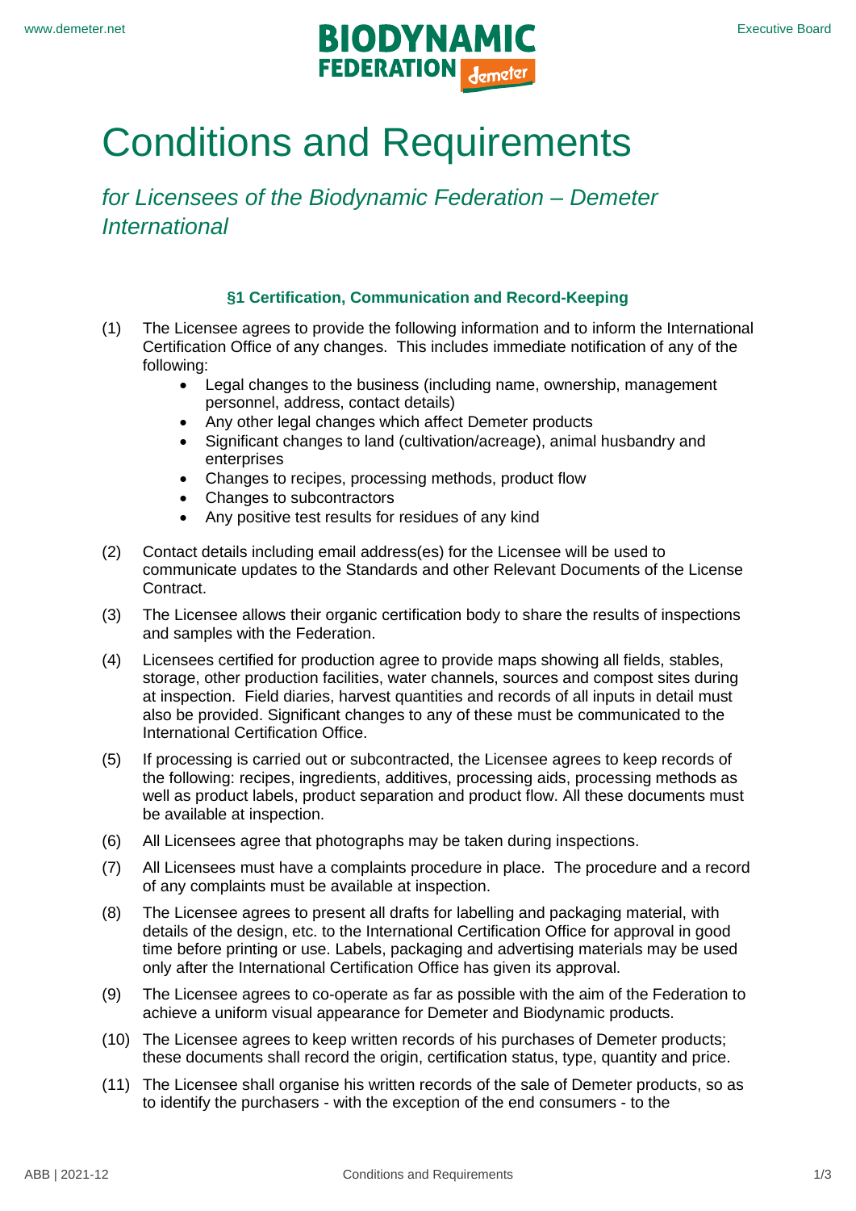# Conditions and Requirements

## *for Licensees of the Biodynamic Federation – Demeter International*

### §1 Certification, Communication and Record-Keeping

(1) The Licensee agrees to provide the following information and to inform the International Certification Office of any changes. This includes immediate notification of any of the following:

- Legal changes to the business (including name, ownership, management personnel, address, contact details)
- Any other legal changes which affect Demeter products
- Significant changes to land (cultivation/acreage), animal husbandry and enterprises
- Changes to recipes, processing methods, product flow
- Changes to subcontractors
- Any positive test results for residues of any kind

(2) Contact details including email address(es) for the Licensee will be used to communicate updates to the Standards and other Relevant Documents of the License Contract.

(3) The Licensee allows their organic certification body to share the results of inspections and samples with the Federation.

(4) Licensees certified for production agree to provide maps showing all fields, stables, storage, other production facilities, water channels, sources and compost sites during at inspection. Field diaries, harvest quantities and records of all inputs in detail must also be provided. Significant changes to any of these must be communicated to the International Certification Office.

(5) If processing is carried out or subcontracted, the Licensee agrees to keep records of the following: recipes, ingredients, additives, processing aids, processing methods as well as product labels, product separation and product flow. All these documents must be available at inspection.

(6) All Licensees agree that photographs may be taken during inspections.

(7) All Licensees must have a complaints procedure in place. The procedure and a record of any complaints must be available at inspection.

(8) The Licensee agrees to present all drafts for labelling and packaging material, with details of the design, etc. to the International Certification Office for approval in good time before printing or use. Labels, packaging and advertising materials may be used only after the International Certification Office has given its approval.

(9) The Licensee agrees to co-operate as far as possible with the aim of the Federation to achieve a uniform visual appearance for Demeter and Biodynamic products.

(10) The Licensee agrees to keep written records of his purchases of Demeter products; these documents shall record the origin, certification status, type, quantity and price.

(11) The Licensee shall organise his written records of the sale of Demeter products, so as to identify the purchasers - with the exception of the end consumers - to the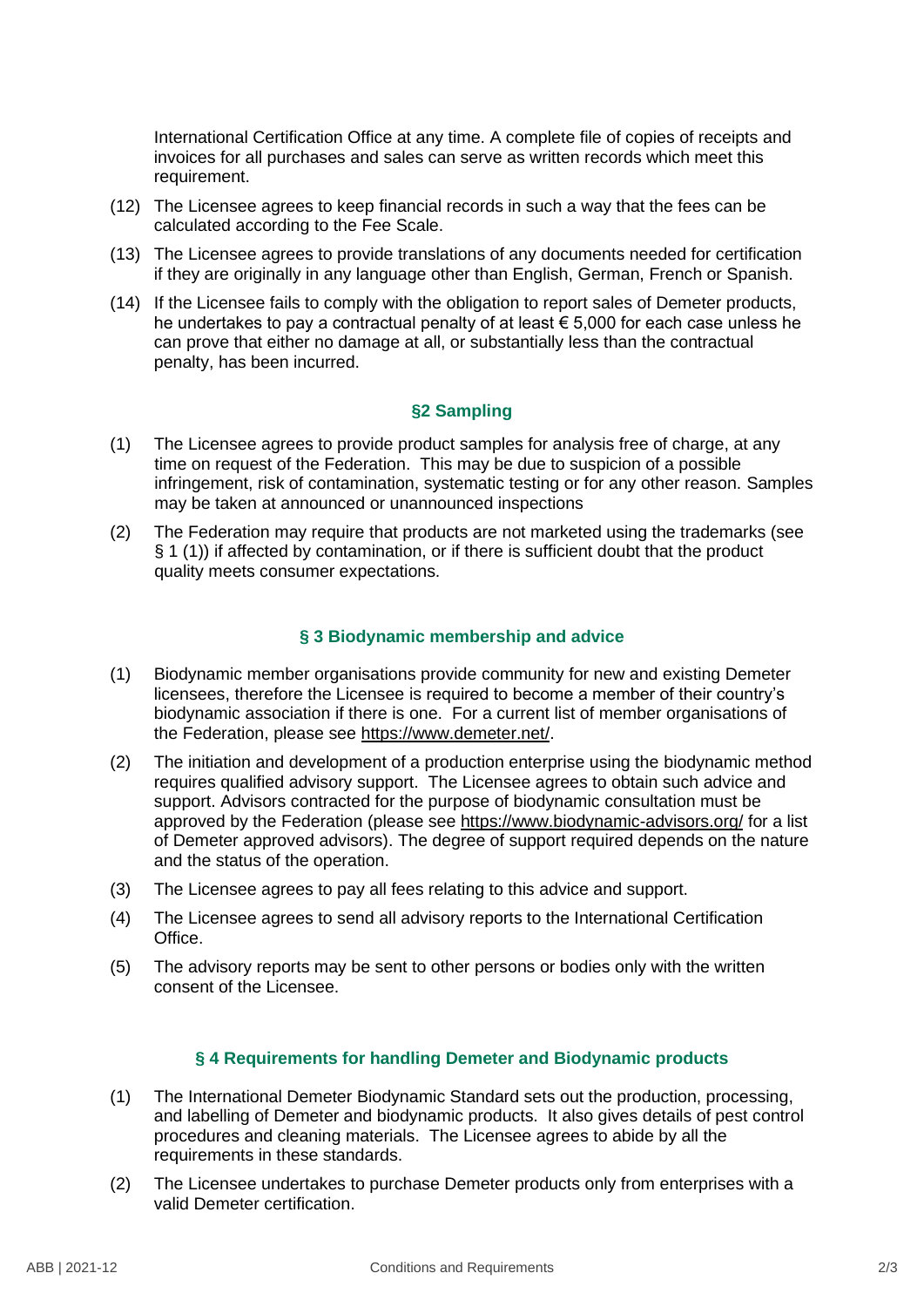International Certification Office at any time. A complete file of copies of receipts and invoices for all purchases and sales can serve as written records which meet this requirement.

(12) The Licensee agrees to keep financial records in such a way that the fees can be calculated according to the Fee Scale.

(13) The Licensee agrees to provide translations of any documents needed for certification if they are originally in any language other than English, German, French or Spanish.

(14) If the Licensee fails to comply with the obligation to report sales of Demeter products, he undertakes to pay a contractual penalty of at least € 5,000 for each case unless he can prove that either no damage at all, or substantially less than the contractual penalty, has been incurred.

## §2 Sampling

(1) The Licensee agrees to provide product samples for analysis free of charge, at any time on request of the Federation. This may be due to suspicion of a possible infringement, risk of contamination, systematic testing or for any other reason. Samples may be taken at announced or unannounced inspections

(2) The Federation may require that products are not marketed using the trademarks (see § 1 (1)) if affected by contamination, or if there is sufficient doubt that the product quality meets consumer expectations.

## § 3 Biodynamic membership and advice

(1) Biodynamic member organisations provide community for new and existing Demeter licensees, therefore the Licensee is required to become a member of their country's biodynamic association if there is one. For a current list of member organisations of the Federation, please see https://www.demeter.net/.

(2) The initiation and development of a production enterprise using the biodynamic method requires qualified advisory support. The Licensee agrees to obtain such advice and support. Advisors contracted for the purpose of biodynamic consultation must be approved by the Federation (please see https://www.biodynamic-advisors.org/ for a list of Demeter approved advisors). The degree of support required depends on the nature and the status of the operation.

(3) The Licensee agrees to pay all fees relating to this advice and support.

(4) The Licensee agrees to send all advisory reports to the International Certification Office.

(5) The advisory reports may be sent to other persons or bodies only with the written consent of the Licensee.

## § 4 Requirements for handling Demeter and Biodynamic products

(1) The International Demeter Biodynamic Standard sets out the production, processing, and labelling of Demeter and biodynamic products. It also gives details of pest control procedures and cleaning materials. The Licensee agrees to abide by all the requirements in these standards.

(2) The Licensee undertakes to purchase Demeter products only from enterprises with a valid Demeter certification.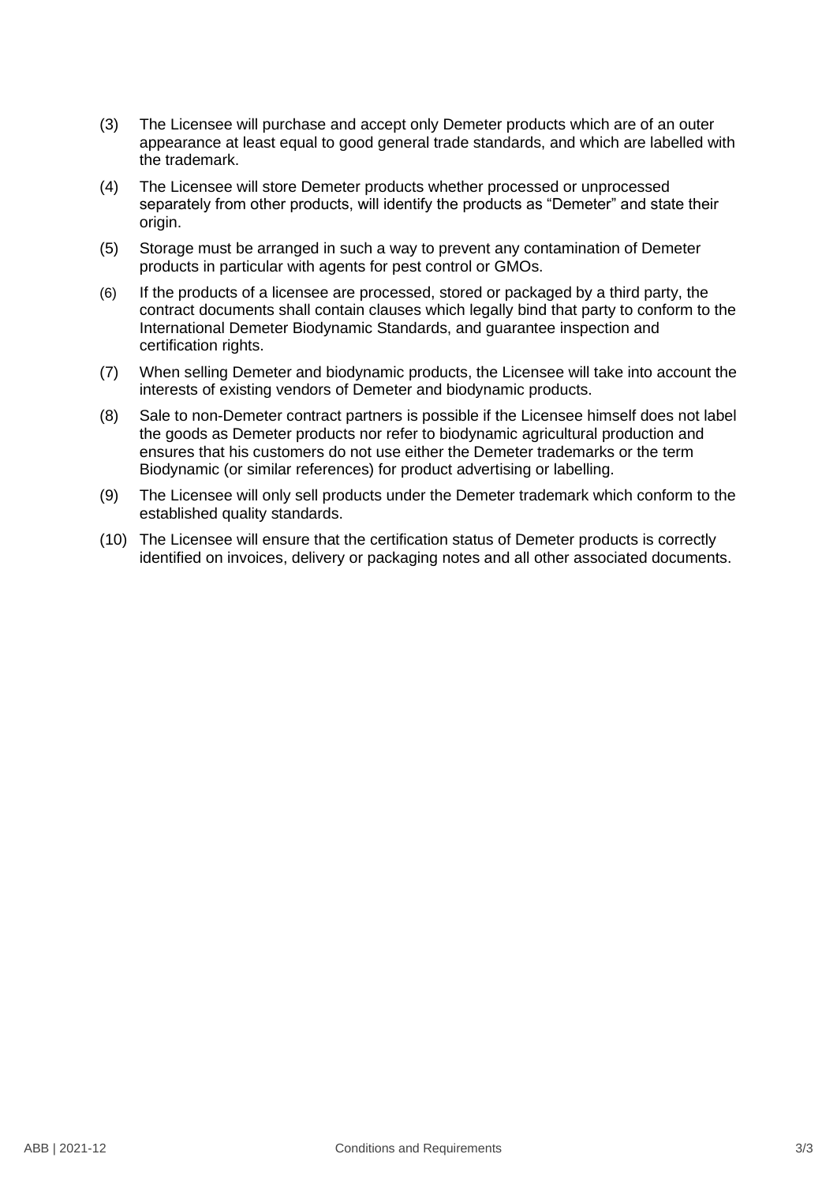(3) The Licensee will purchase and accept only Demeter products which are of an outer appearance at least equal to good general trade standards, and which are labelled with the trademark.

(4) The Licensee will store Demeter products whether processed or unprocessed separately from other products, will identify the products as “Demeter” and state their origin.

(5) Storage must be arranged in such a way to prevent any contamination of Demeter products in particular with agents for pest control or GMOs.

(6) If the products of a licensee are processed, stored or packaged by a third party, the contract documents shall contain clauses which legally bind that party to conform to the International Demeter Biodynamic Standards, and guarantee inspection and certification rights.

(7) When selling Demeter and biodynamic products, the Licensee will take into account the interests of existing vendors of Demeter and biodynamic products.

(8) Sale to non-Demeter contract partners is possible if the Licensee himself does not label the goods as Demeter products nor refer to biodynamic agricultural production and ensures that his customers do not use either the Demeter trademarks or the term Biodynamic (or similar references) for product advertising or labelling.

(9) The Licensee will only sell products under the Demeter trademark which conform to the established quality standards.

(10) The Licensee will ensure that the certification status of Demeter products is correctly identified on invoices, delivery or packaging notes and all other associated documents.